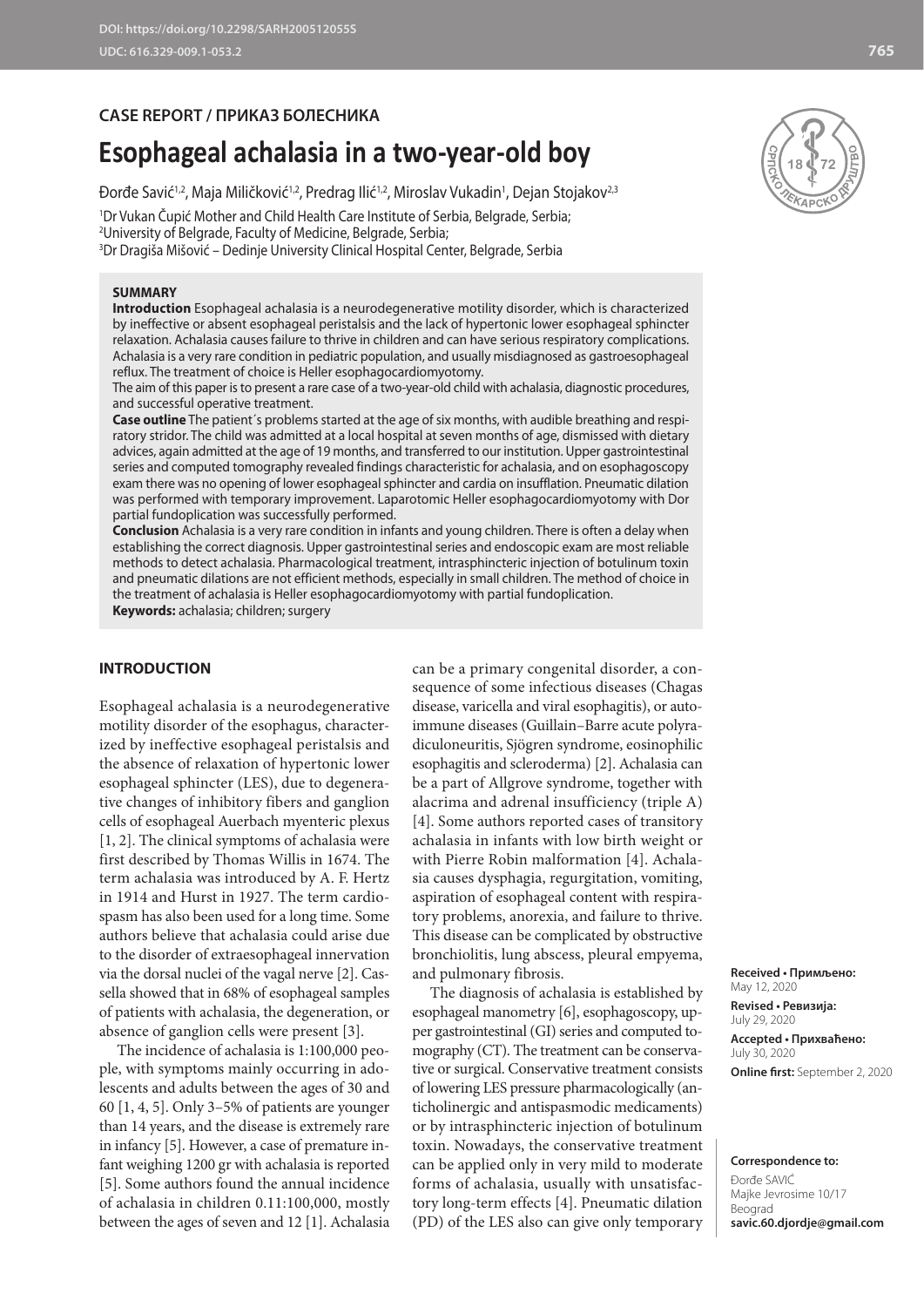CASE REPORT / ПРИКАЗ БОЛЕСНИКА

# Esophageal achalasia in a two-year-old boy

Đorđe Savić[1,2], Maja Miličković[1,2], Predrag Ilić[1,2], Miroslav Vukadin[1], Dejan Stojakov[2,3]

[1]Dr Vukan Čupić Mother and Child Health Care Institute of Serbia, Belgrade, Serbia;
[2]University of Belgrade, Faculty of Medicine, Belgrade, Serbia;
[3]Dr Dragiša Mišović – Dedinje University Clinical Hospital Center, Belgrade, Serbia

**SUMMARY**

**Introduction** Esophageal achalasia is a neurodegenerative motility disorder, which is characterized by ineffective or absent esophageal peristalsis and the lack of hypertonic lower esophageal sphincter relaxation. Achalasia causes failure to thrive in children and can have serious respiratory complications. Achalasia is a very rare condition in pediatric population, and usually misdiagnosed as gastroesophageal reflux. The treatment of choice is Heller esophagocardiomyotomy.

The aim of this paper is to present a rare case of a two-year-old child with achalasia, diagnostic procedures, and successful operative treatment.

**Case outline** The patient´s problems started at the age of six months, with audible breathing and respiratory stridor. The child was admitted at a local hospital at seven months of age, dismissed with dietary advices, again admitted at the age of 19 months, and transferred to our institution. Upper gastrointestinal series and computed tomography revealed findings characteristic for achalasia, and on esophagoscopy exam there was no opening of lower esophageal sphincter and cardia on insufflation. Pneumatic dilation was performed with temporary improvement. Laparotomic Heller esophagocardiomyotomy with Dor partial fundoplication was successfully performed.

**Conclusion** Achalasia is a very rare condition in infants and young children. There is often a delay when establishing the correct diagnosis. Upper gastrointestinal series and endoscopic exam are most reliable methods to detect achalasia. Pharmacological treatment, intrasphincteric injection of botulinum toxin and pneumatic dilations are not efficient methods, especially in small children. The method of choice in the treatment of achalasia is Heller esophagocardiomyotomy with partial fundoplication.

**Keywords:** achalasia; children; surgery

## INTRODUCTION

Esophageal achalasia is a neurodegenerative motility disorder of the esophagus, characterized by ineffective esophageal peristalsis and the absence of relaxation of hypertonic lower esophageal sphincter (LES), due to degenerative changes of inhibitory fibers and ganglion cells of esophageal Auerbach myenteric plexus [1, 2]. The clinical symptoms of achalasia were first described by Thomas Willis in 1674. The term achalasia was introduced by A. F. Hertz in 1914 and Hurst in 1927. The term cardiospasm has also been used for a long time. Some authors believe that achalasia could arise due to the disorder of extraesophageal innervation via the dorsal nuclei of the vagal nerve [2]. Cassella showed that in 68% of esophageal samples of patients with achalasia, the degeneration, or absence of ganglion cells were present [3].

The incidence of achalasia is 1:100,000 people, with symptoms mainly occurring in adolescents and adults between the ages of 30 and 60 [1, 4, 5]. Only 3–5% of patients are younger than 14 years, and the disease is extremely rare in infancy [5]. However, a case of premature infant weighing 1200 gr with achalasia is reported [5]. Some authors found the annual incidence of achalasia in children 0.11:100,000, mostly between the ages of seven and 12 [1]. Achalasia can be a primary congenital disorder, a consequence of some infectious diseases (Chagas disease, varicella and viral esophagitis), or autoimmune diseases (Guillain–Barre acute polyradiculoneuritis, Sjögren syndrome, eosinophilic esophagitis and scleroderma) [2]. Achalasia can be a part of Allgrove syndrome, together with alacrima and adrenal insufficiency (triple A) [4]. Some authors reported cases of transitory achalasia in infants with low birth weight or with Pierre Robin malformation [4]. Achalasia causes dysphagia, regurgitation, vomiting, aspiration of esophageal content with respiratory problems, anorexia, and failure to thrive. This disease can be complicated by obstructive bronchiolitis, lung abscess, pleural empyema, and pulmonary fibrosis.

The diagnosis of achalasia is established by esophageal manometry [6], esophagoscopy, upper gastrointestinal (GI) series and computed tomography (CT). The treatment can be conservative or surgical. Conservative treatment consists of lowering LES pressure pharmacologically (anticholinergic and antispasmodic medicaments) or by intrasphincteric injection of botulinum toxin. Nowadays, the conservative treatment can be applied only in very mild to moderate forms of achalasia, usually with unsatisfactory long-term effects [4]. Pneumatic dilation (PD) of the LES also can give only temporary

**Received • Примљено:** May 12, 2020
**Revised • Ревизија:** July 29, 2020
**Accepted • Прихваћено:** July 30, 2020
**Online first:** September 2, 2020

**Correspondence to:**
Đorđe SAVIĆ
Majke Jevrosime 10/17
Beograd
**savic.60.djordje@gmail.com**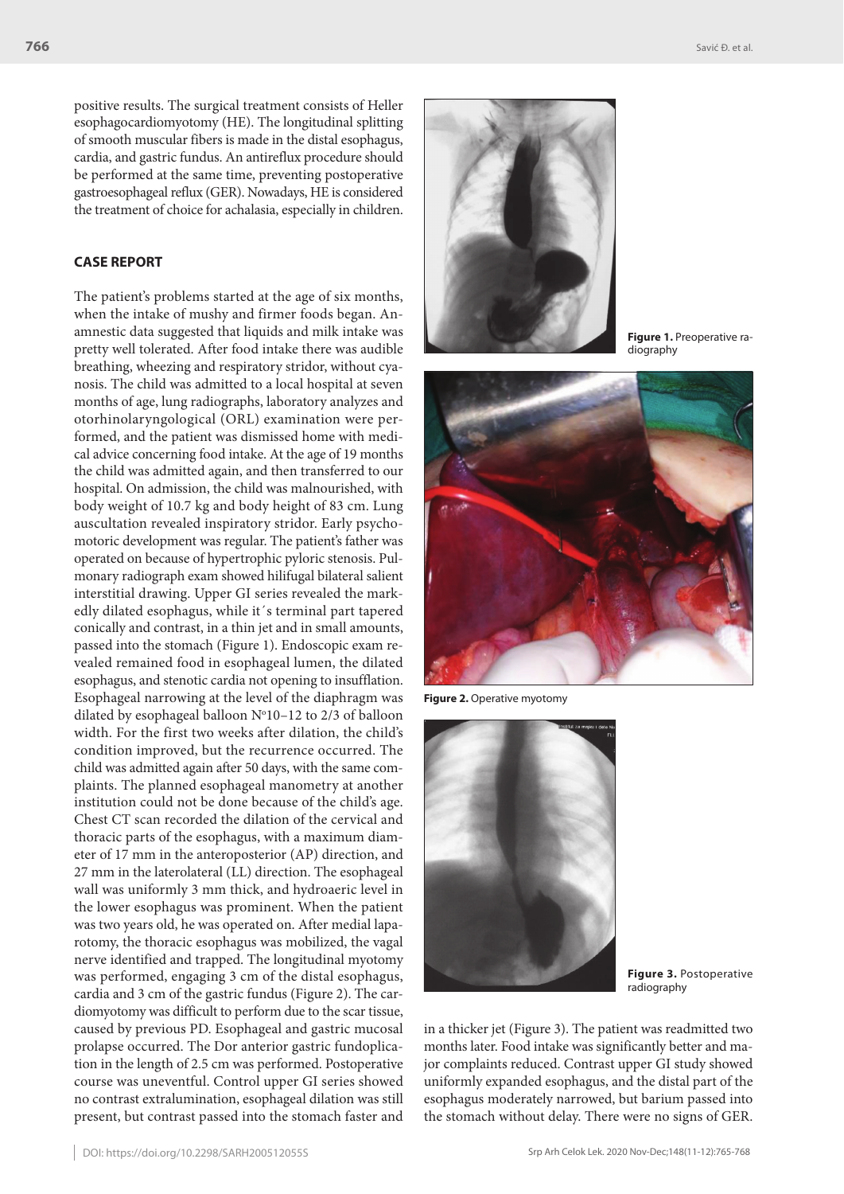positive results. The surgical treatment consists of Heller esophagocardiomyotomy (HE). The longitudinal splitting of smooth muscular fibers is made in the distal esophagus, cardia, and gastric fundus. An antireflux procedure should be performed at the same time, preventing postoperative gastroesophageal reflux (GER). Nowadays, HE is considered the treatment of choice for achalasia, especially in children.

## CASE REPORT

The patient's problems started at the age of six months, when the intake of mushy and firmer foods began. Anamnestic data suggested that liquids and milk intake was pretty well tolerated. After food intake there was audible breathing, wheezing and respiratory stridor, without cyanosis. The child was admitted to a local hospital at seven months of age, lung radiographs, laboratory analyzes and otorhinolaryngological (ORL) examination were performed, and the patient was dismissed home with medical advice concerning food intake. At the age of 19 months the child was admitted again, and then transferred to our hospital. On admission, the child was malnourished, with body weight of 10.7 kg and body height of 83 cm. Lung auscultation revealed inspiratory stridor. Early psychomotoric development was regular. The patient's father was operated on because of hypertrophic pyloric stenosis. Pulmonary radiograph exam showed hilifugal bilateral salient interstitial drawing. Upper GI series revealed the markedly dilated esophagus, while it´s terminal part tapered conically and contrast, in a thin jet and in small amounts, passed into the stomach (Figure 1). Endoscopic exam revealed remained food in esophageal lumen, the dilated esophagus, and stenotic cardia not opening to insufflation. Esophageal narrowing at the level of the diaphragm was dilated by esophageal balloon N°10–12 to 2/3 of balloon width. For the first two weeks after dilation, the child's condition improved, but the recurrence occurred. The child was admitted again after 50 days, with the same complaints. The planned esophageal manometry at another institution could not be done because of the child's age. Chest CT scan recorded the dilation of the cervical and thoracic parts of the esophagus, with a maximum diameter of 17 mm in the anteroposterior (AP) direction, and 27 mm in the laterolateral (LL) direction. The esophageal wall was uniformly 3 mm thick, and hydroaeric level in the lower esophagus was prominent. When the patient was two years old, he was operated on. After medial laparotomy, the thoracic esophagus was mobilized, the vagal nerve identified and trapped. The longitudinal myotomy was performed, engaging 3 cm of the distal esophagus, cardia and 3 cm of the gastric fundus (Figure 2). The cardiomyotomy was difficult to perform due to the scar tissue, caused by previous PD. Esophageal and gastric mucosal prolapse occurred. The Dor anterior gastric fundoplication in the length of 2.5 cm was performed. Postoperative course was uneventful. Control upper GI series showed no contrast extralumination, esophageal dilation was still present, but contrast passed into the stomach faster and in a thicker jet (Figure 3). The patient was readmitted two months later. Food intake was significantly better and major complaints reduced. Contrast upper GI study showed uniformly expanded esophagus, and the distal part of the esophagus moderately narrowed, but barium passed into the stomach without delay. There were no signs of GER.

**Figure 1.** Preoperative radiography

**Figure 2.** Operative myotomy

**Figure 3.** Postoperative radiography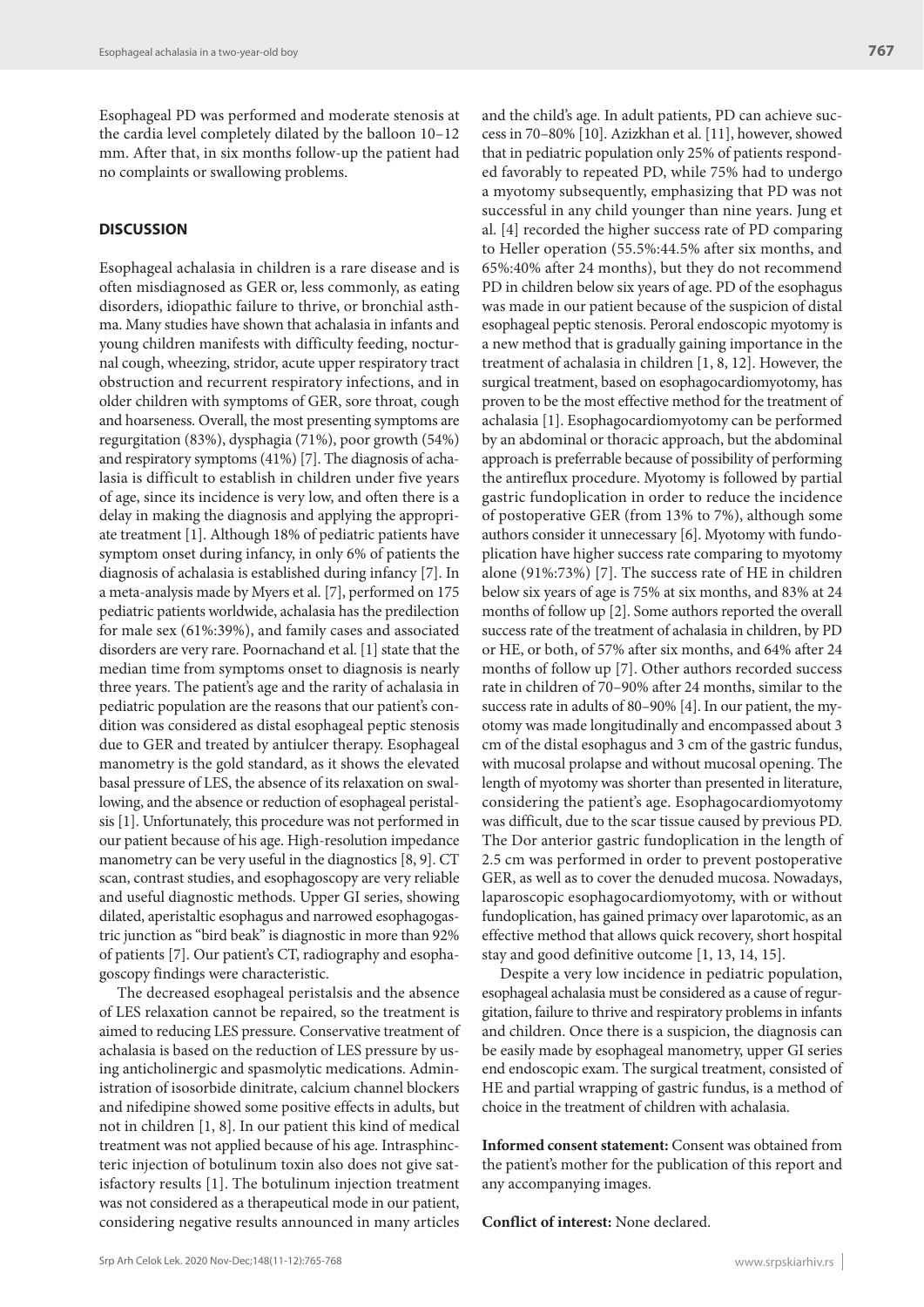Esophageal PD was performed and moderate stenosis at the cardia level completely dilated by the balloon 10–12 mm. After that, in six months follow-up the patient had no complaints or swallowing problems.

## DISCUSSION

Esophageal achalasia in children is a rare disease and is often misdiagnosed as GER or, less commonly, as eating disorders, idiopathic failure to thrive, or bronchial asthma. Many studies have shown that achalasia in infants and young children manifests with difficulty feeding, nocturnal cough, wheezing, stridor, acute upper respiratory tract obstruction and recurrent respiratory infections, and in older children with symptoms of GER, sore throat, cough and hoarseness. Overall, the most presenting symptoms are regurgitation (83%), dysphagia (71%), poor growth (54%) and respiratory symptoms (41%) [7]. The diagnosis of achalasia is difficult to establish in children under five years of age, since its incidence is very low, and often there is a delay in making the diagnosis and applying the appropriate treatment [1]. Although 18% of pediatric patients have symptom onset during infancy, in only 6% of patients the diagnosis of achalasia is established during infancy [7]. In a meta-analysis made by Myers et al. [7], performed on 175 pediatric patients worldwide, achalasia has the predilection for male sex (61%:39%), and family cases and associated disorders are very rare. Poornachand et al. [1] state that the median time from symptoms onset to diagnosis is nearly three years. The patient's age and the rarity of achalasia in pediatric population are the reasons that our patient's condition was considered as distal esophageal peptic stenosis due to GER and treated by antiulcer therapy. Esophageal manometry is the gold standard, as it shows the elevated basal pressure of LES, the absence of its relaxation on swallowing, and the absence or reduction of esophageal peristalsis [1]. Unfortunately, this procedure was not performed in our patient because of his age. High-resolution impedance manometry can be very useful in the diagnostics [8, 9]. CT scan, contrast studies, and esophagoscopy are very reliable and useful diagnostic methods. Upper GI series, showing dilated, aperistaltic esophagus and narrowed esophagogastric junction as "bird beak" is diagnostic in more than 92% of patients [7]. Our patient's CT, radiography and esophagoscopy findings were characteristic.

The decreased esophageal peristalsis and the absence of LES relaxation cannot be repaired, so the treatment is aimed to reducing LES pressure. Conservative treatment of achalasia is based on the reduction of LES pressure by using anticholinergic and spasmolytic medications. Administration of isosorbide dinitrate, calcium channel blockers and nifedipine showed some positive effects in adults, but not in children [1, 8]. In our patient this kind of medical treatment was not applied because of his age. Intrasphincteric injection of botulinum toxin also does not give satisfactory results [1]. The botulinum injection treatment was not considered as a therapeutical mode in our patient, considering negative results announced in many articles and the child's age. In adult patients, PD can achieve success in 70–80% [10]. Azizkhan et al. [11], however, showed that in pediatric population only 25% of patients responded favorably to repeated PD, while 75% had to undergo a myotomy subsequently, emphasizing that PD was not successful in any child younger than nine years. Jung et al. [4] recorded the higher success rate of PD comparing to Heller operation (55.5%:44.5% after six months, and 65%:40% after 24 months), but they do not recommend PD in children below six years of age. PD of the esophagus was made in our patient because of the suspicion of distal esophageal peptic stenosis. Peroral endoscopic myotomy is a new method that is gradually gaining importance in the treatment of achalasia in children [1, 8, 12]. However, the surgical treatment, based on esophagocardiomyotomy, has proven to be the most effective method for the treatment of achalasia [1]. Esophagocardiomyotomy can be performed by an abdominal or thoracic approach, but the abdominal approach is preferrable because of possibility of performing the antireflux procedure. Myotomy is followed by partial gastric fundoplication in order to reduce the incidence of postoperative GER (from 13% to 7%), although some authors consider it unnecessary [6]. Myotomy with fundoplication have higher success rate comparing to myotomy alone (91%:73%) [7]. The success rate of HE in children below six years of age is 75% at six months, and 83% at 24 months of follow up [2]. Some authors reported the overall success rate of the treatment of achalasia in children, by PD or HE, or both, of 57% after six months, and 64% after 24 months of follow up [7]. Other authors recorded success rate in children of 70–90% after 24 months, similar to the success rate in adults of 80–90% [4]. In our patient, the myotomy was made longitudinally and encompassed about 3 cm of the distal esophagus and 3 cm of the gastric fundus, with mucosal prolapse and without mucosal opening. The length of myotomy was shorter than presented in literature, considering the patient's age. Esophagocardiomyotomy was difficult, due to the scar tissue caused by previous PD. The Dor anterior gastric fundoplication in the length of 2.5 cm was performed in order to prevent postoperative GER, as well as to cover the denuded mucosa. Nowadays, laparoscopic esophagocardiomyotomy, with or without fundoplication, has gained primacy over laparotomic, as an effective method that allows quick recovery, short hospital stay and good definitive outcome [1, 13, 14, 15].

Despite a very low incidence in pediatric population, esophageal achalasia must be considered as a cause of regurgitation, failure to thrive and respiratory problems in infants and children. Once there is a suspicion, the diagnosis can be easily made by esophageal manometry, upper GI series end endoscopic exam. The surgical treatment, consisted of HE and partial wrapping of gastric fundus, is a method of choice in the treatment of children with achalasia.

**Informed consent statement:** Consent was obtained from the patient's mother for the publication of this report and any accompanying images.

**Conflict of interest:** None declared.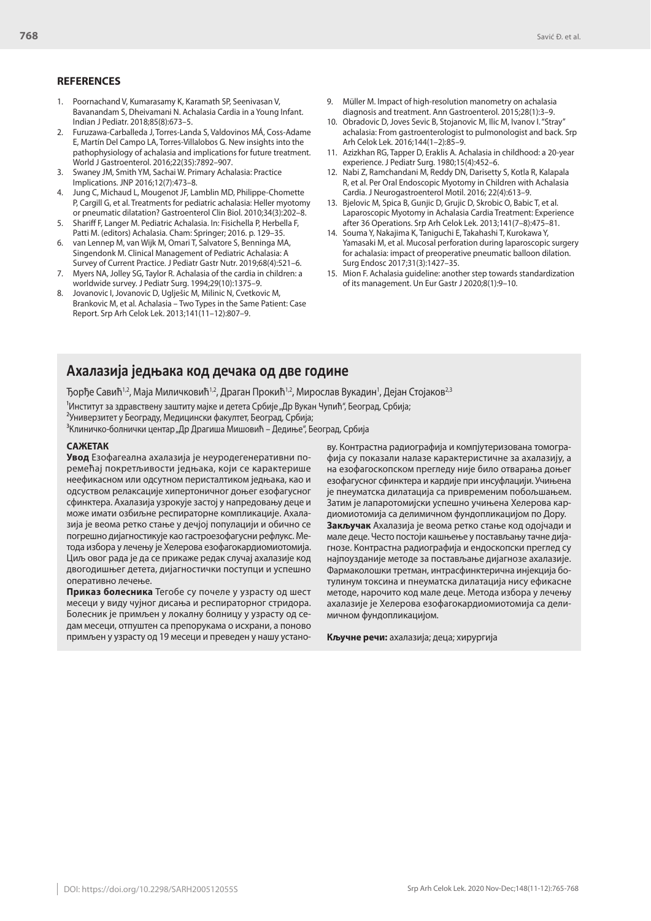## REFERENCES

1. Poornachand V, Kumarasamy K, Karamath SP, Seenivasan V, Bavanandam S, Dheivamani N. Achalasia Cardia in a Young Infant. Indian J Pediatr. 2018;85(8):673–5.
2. Furuzawa-Carballeda J, Torres-Landa S, Valdovinos MÁ, Coss-Adame E, Martín Del Campo LA, Torres-Villalobos G. New insights into the pathophysiology of achalasia and implications for future treatment. World J Gastroenterol. 2016;22(35):7892–907.
3. Swaney JM, Smith YM, Sachai W. Primary Achalasia: Practice Implications. JNP 2016;12(7):473–8.
4. Jung C, Michaud L, Mougenot JF, Lamblin MD, Philippe-Chomette P, Cargill G, et al. Treatments for pediatric achalasia: Heller myotomy or pneumatic dilatation? Gastroenterol Clin Biol. 2010;34(3):202–8.
5. Shariff F, Langer M. Pediatric Achalasia. In: Fisichella P, Herbella F, Patti M. (editors) Achalasia. Cham: Springer; 2016. p. 129–35.
6. van Lennep M, van Wijk M, Omari T, Salvatore S, Benninga MA, Singendonk M. Clinical Management of Pediatric Achalasia: A Survey of Current Practice. J Pediatr Gastr Nutr. 2019;68(4):521–6.
7. Myers NA, Jolley SG, Taylor R. Achalasia of the cardia in children: a worldwide survey. J Pediatr Surg. 1994;29(10):1375–9.
8. Jovanovic I, Jovanovic D, Uglješic M, Milinic N, Cvetkovic M, Brankovic M, et al. Achalasia – Two Types in the Same Patient: Case Report. Srp Arh Celok Lek. 2013;141(11–12):807–9.
9. Müller M. Impact of high-resolution manometry on achalasia diagnosis and treatment. Ann Gastroenterol. 2015;28(1):3–9.
10. Obradovic D, Joves Sevic B, Stojanovic M, Ilic M, Ivanov I. "Stray" achalasia: From gastroenterologist to pulmonologist and back. Srp Arh Celok Lek. 2016;144(1–2):85–9.
11. Azizkhan RG, Tapper D, Eraklis A. Achalasia in childhood: a 20-year experience. J Pediatr Surg. 1980;15(4):452–6.
12. Nabi Z, Ramchandani M, Reddy DN, Darisetty S, Kotla R, Kalapala R, et al. Per Oral Endoscopic Myotomy in Children with Achalasia Cardia. J Neurogastroenterol Motil. 2016; 22(4):613–9.
13. Bjelovic M, Spica B, Gunjic D, Grujic D, Skrobic O, Babic T, et al. Laparoscopic Myotomy in Achalasia Cardia Treatment: Experience after 36 Operations. Srp Arh Celok Lek. 2013;141(7–8):475–81.
14. Souma Y, Nakajima K, Taniguchi E, Takahashi T, Kurokawa Y, Yamasaki M, et al. Mucosal perforation during laparoscopic surgery for achalasia: impact of preoperative pneumatic balloon dilation. Surg Endosc 2017;31(3):1427–35.
15. Mion F. Achalasia guideline: another step towards standardization of its management. Un Eur Gastr J 2020;8(1):9–10.

## Ахалазија једњака код дечака од две године

Ђорђе Савић[1,2], Маја Миличковић[1,2], Драган Прокић[1,2], Мирослав Вукадин[1], Дејан Стојаков[2,3]

[1]Институт за здравствену заштиту мајке и детета Србије „Др Вукан Чупић", Београд, Србија;
[2]Универзитет у Београду, Медицински факултет, Београд, Србија;
[3]Клиничко-болнички центар „Др Драгиша Мишовић – Дедиње", Београд, Србија

**САЖЕТАК**

**Увод** Езофагеална ахалазија је неуродегенеративни поремећај покретљивости једњака, који се карактерише неефикасном или одсутном перисталтиком једњака, као и одсуством релаксације хипертоничног доњег езофагусног сфинктера. Ахалазија узрокује застој у напредовању деце и може имати озбиљне респираторне компликације. Ахалазија је веома ретко стање у дечјој популацији и обично се погрешно дијагностикује као гастроезофагусни рефлукс. Метода избора у лечењу је Хелерова езофагокардиомиотомија. Циљ овог рада је да се прикаже редак случај ахалазије код двогодишњег детета, дијагностички поступци и успешно оперативно лечење.

**Приказ болесника** Тегобе су почеле у узрасту од шест месеци у виду чујног дисања и респираторног стридора. Болесник је примљен у локалну болницу у узрасту од седам месеци, отпуштен са препорукама о исхрани, а поново примљен у узрасту од 19 месеци и преведен у нашу установу. Контрастна радиографија и компјутеризована томографија су показали налазе карактеристичне за ахалазију, а на езофагоскопском прегледу није било отварања доњег езофагусног сфинктера и кардије при инсуфлацији. Учињена је пнеуматска дилатација са привременим побољшањем. Затим је лапаротомијски успешно учињена Хелерова кардиомиотомија са делимичном фундопликацијом по Дору.

**Закључак** Ахалазија је веома ретко стање код одојчади и мале деце. Често постоји кашњење у постављању тачне дијагнозе. Контрастна радиографија и ендоскопски преглед су најпоузданије методе за постављање дијагнозе ахалазије. Фармаколошки третман, интрасфинктерична инјекција ботулинум токсина и пнеуматска дилатација нису ефикасне методе, нарочито код мале деце. Метода избора у лечењу ахалазије је Хелерова езофагокардиомиотомија са делимичном фундопликацијом.

**Кључне речи:** ахалазија; деца; хирургија